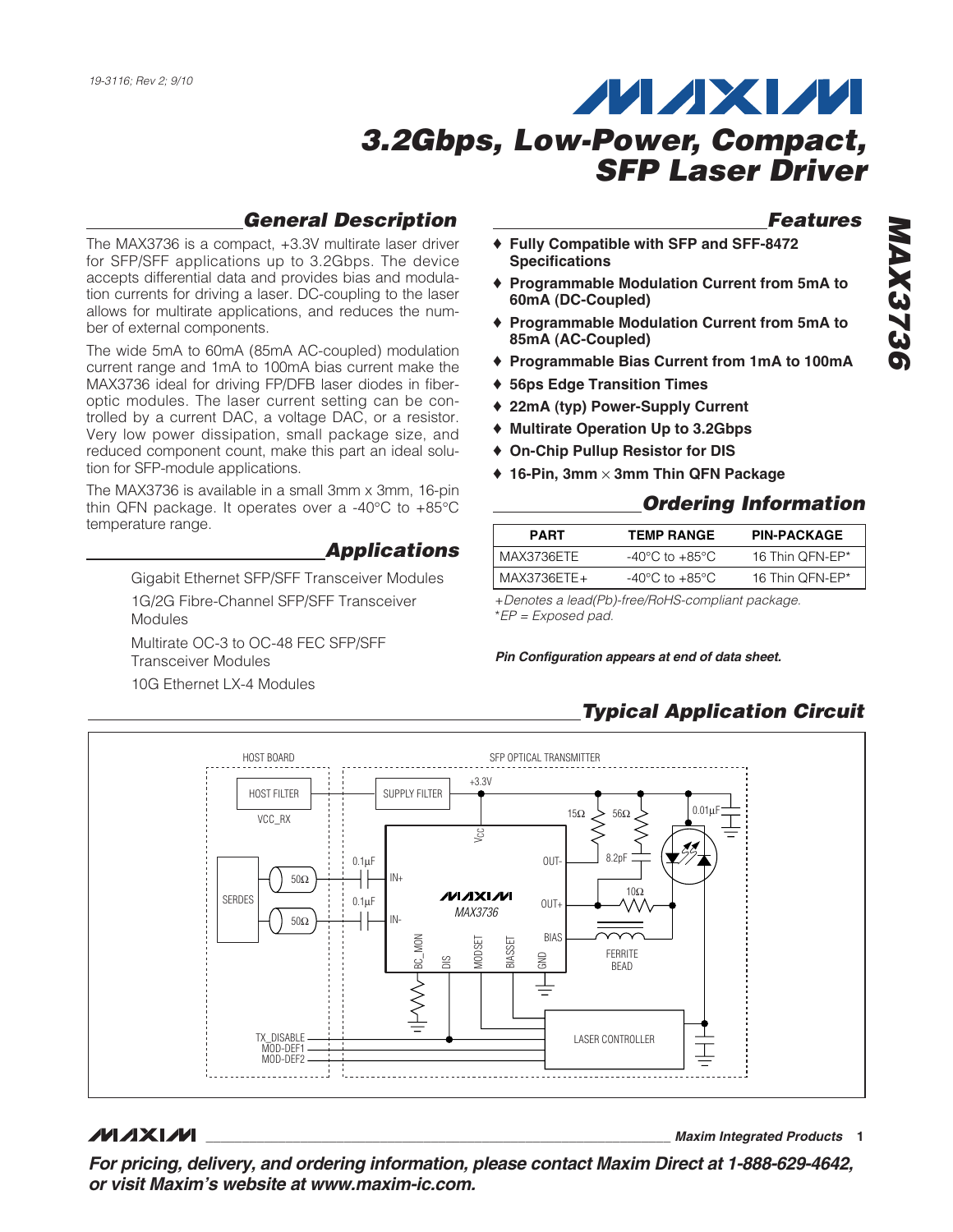19-3116; Rev 2; 9/10

# 3.2Gbps, Low-Power, Compact, SFP Laser Driver

## General Description

The MAX3736 is a compact, +3.3V multirate laser driver for SFP/SFF applications up to 3.2Gbps. The device accepts differential data and provides bias and modulation currents for driving a laser. DC-coupling to the laser allows for multirate applications, and reduces the number of external components.

The wide 5mA to 60mA (85mA AC-coupled) modulation current range and 1mA to 100mA bias current make the MAX3736 ideal for driving FP/DFB laser diodes in fiber-optic modules. The laser current setting can be controlled by a current DAC, a voltage DAC, or a resistor. Very low power dissipation, small package size, and reduced component count, make this part an ideal solution for SFP-module applications.

The MAX3736 is available in a small 3mm x 3mm, 16-pin thin QFN package. It operates over a -40°C to +85°C temperature range.

## Applications

Gigabit Ethernet SFP/SFF Transceiver Modules

1G/2G Fibre-Channel SFP/SFF Transceiver Modules

Multirate OC-3 to OC-48 FEC SFP/SFF Transceiver Modules

10G Ethernet LX-4 Modules

## Features

- **Fully Compatible with SFP and SFF-8472 Specifications**
- **Programmable Modulation Current from 5mA to 60mA (DC-Coupled)**
- **Programmable Modulation Current from 5mA to 85mA (AC-Coupled)**
- **Programmable Bias Current from 1mA to 100mA**
- **56ps Edge Transition Times**
- **22mA (typ) Power-Supply Current**
- **Multirate Operation Up to 3.2Gbps**
- **On-Chip Pullup Resistor for DIS**
- **16-Pin, 3mm × 3mm Thin QFN Package**

## Ordering Information

| PART | TEMP RANGE | PIN-PACKAGE |
|---|---|---|
| MAX3736ETE | -40°C to +85°C | 16 Thin QFN-EP* |
| MAX3736ETE+ | -40°C to +85°C | 16 Thin QFN-EP* |

*+Denotes a lead(Pb)-free/RoHS-compliant package.*
**EP = Exposed pad.*

***Pin Configuration appears at end of data sheet.***

## Typical Application Circuit

HOST BOARD | SFP OPTICAL TRANSMITTER | HOST FILTER | VCC_RX | SUPPLY FILTER | +3.3V | SERDES | 50Ω | 50Ω | 0.1µF | 0.1µF | IN+ | IN- | VCC | OUT- | OUT+ | BIAS | MAX3736 | BC_MON | DIS | MODSET | BIASSET | GND | 15Ω | 56Ω | 8.2pF | 10Ω | 0.01µF | FERRITE BEAD | LASER CONTROLLER | TX_DISABLE | MOD-DEF1 | MOD-DEF2

**For pricing, delivery, and ordering information, please contact Maxim Direct at 1-888-629-4642, or visit Maxim's website at www.maxim-ic.com.**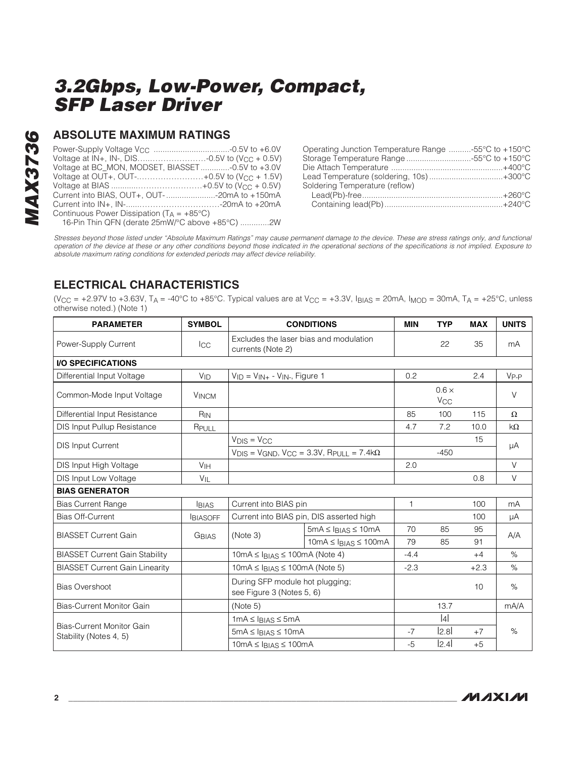## ABSOLUTE MAXIMUM RATINGS

Power-Supply Voltage $V_{CC}$ ..................................-0.5V to +6.0V
Voltage at IN+, IN-, DIS.......................-0.5V to ($V_{CC}$ + 0.5V)
Voltage at BC_MON, MODSET, BIASSET.............-0.5V to +3.0V
Voltage at OUT+, OUT-.........................+0.5V to ($V_{CC}$ + 1.5V)
Voltage at BIAS ..........................................+0.5V to ($V_{CC}$ + 0.5V)
Current into BIAS, OUT+, OUT- ......................-20mA to +150mA
Current into IN+, IN-......................................-20mA to +20mA
Continuous Power Dissipation ($T_A$ = +85°C)
16-Pin Thin QFN (derate 25mW/°C above +85°C) .............2W

Operating Junction Temperature Range ..........-55°C to +150°C
Storage Temperature Range .............................-55°C to +150°C
Die Attach Temperature ..................................................+400°C
Lead Temperature (soldering, 10s) .................................+300°C
Soldering Temperature (reflow)
Lead(Pb)-free...............................................................+260°C
Containing lead(Pb).....................................................+240°C

*Stresses beyond those listed under "Absolute Maximum Ratings" may cause permanent damage to the device. These are stress ratings only, and functional operation of the device at these or any other conditions beyond those indicated in the operational sections of the specifications is not implied. Exposure to absolute maximum rating conditions for extended periods may affect device reliability.*

## ELECTRICAL CHARACTERISTICS

($V_{CC}$ = +2.97V to +3.63V, $T_A$ = -40°C to +85°C. Typical values are at $V_{CC}$ = +3.3V, $I_{BIAS}$ = 20mA, $I_{MOD}$ = 30mA, $T_A$ = +25°C, unless otherwise noted.) (Note 1)

| PARAMETER | SYMBOL | CONDITIONS | | MIN | TYP | MAX | UNITS |
|---|---|---|---|---|---|---|---|
| Power-Supply Current | $I_{CC}$ | Excludes the laser bias and modulation currents (Note 2) | | | 22 | 35 | mA |
| **I/O SPECIFICATIONS** | | | | | | | |
| Differential Input Voltage | $V_{ID}$ | $V_{ID} = V_{IN+} - V_{IN-}$, Figure 1 | | 0.2 | | 2.4 | $V_{P-P}$ |
| Common-Mode Input Voltage | $V_{INCM}$ | | | | 0.6 × $V_{CC}$ | | V |
| Differential Input Resistance | $R_{IN}$ | | | 85 | 100 | 115 | Ω |
| DIS Input Pullup Resistance | $R_{PULL}$ | | | 4.7 | 7.2 | 10.0 | kΩ |
| DIS Input Current | | $V_{DIS} = V_{CC}$ | | | | 15 | µA |
| | | $V_{DIS} = V_{GND}$, $V_{CC}$ = 3.3V, $R_{PULL}$ = 7.4kΩ | | | -450 | | |
| DIS Input High Voltage | $V_{IH}$ | | | 2.0 | | | V |
| DIS Input Low Voltage | $V_{IL}$ | | | | | 0.8 | V |
| **BIAS GENERATOR** | | | | | | | |
| Bias Current Range | $I_{BIAS}$ | Current into BIAS pin | | 1 | | 100 | mA |
| Bias Off-Current | $I_{BIASOFF}$ | Current into BIAS pin, DIS asserted high | | | | 100 | µA |
| BIASSET Current Gain | $G_{BIAS}$ | (Note 3) | 5mA ≤ $I_{BIAS}$ ≤ 10mA | 70 | 85 | 95 | A/A |
| | | | 10mA ≤ $I_{BIAS}$ ≤ 100mA | 79 | 85 | 91 | |
| BIASSET Current Gain Stability | | 10mA ≤ $I_{BIAS}$ ≤ 100mA (Note 4) | | -4.4 | | +4 | % |
| BIASSET Current Gain Linearity | | 10mA ≤ $I_{BIAS}$ ≤ 100mA (Note 5) | | -2.3 | | +2.3 | % |
| Bias Overshoot | | During SFP module hot plugging; see Figure 3 (Notes 5, 6) | | | | 10 | % |
| Bias-Current Monitor Gain | | (Note 5) | | | 13.7 | | mA/A |
| Bias-Current Monitor Gain Stability (Notes 4, 5) | | 1mA ≤ $I_{BIAS}$ ≤ 5mA | | | \|4\| | | % |
| | | 5mA ≤ $I_{BIAS}$ ≤ 10mA | | -7 | \|2.8\| | +7 | |
| | | 10mA ≤ $I_{BIAS}$ ≤ 100mA | | -5 | \|2.4\| | +5 | |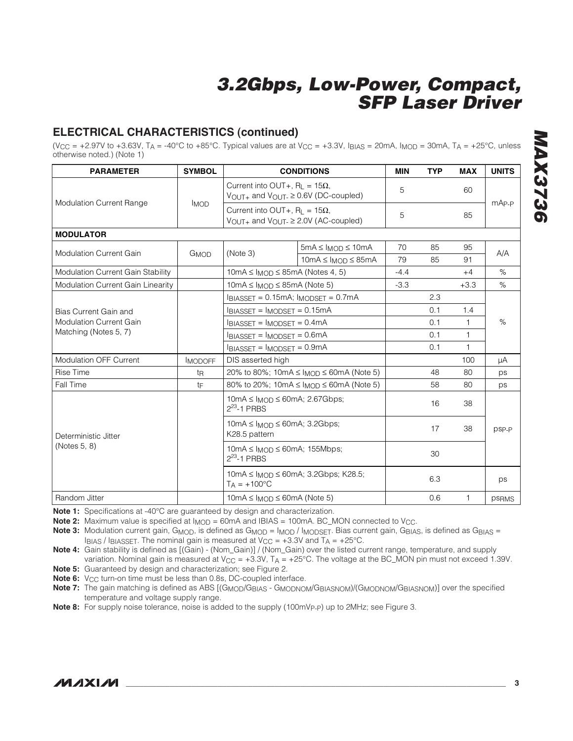## ELECTRICAL CHARACTERISTICS (continued)

($V_{CC}$ = +2.97V to +3.63V, $T_A$ = -40°C to +85°C. Typical values are at $V_{CC}$ = +3.3V, $I_{BIAS}$ = 20mA, $I_{MOD}$ = 30mA, $T_A$ = +25°C, unless otherwise noted.) (Note 1)

| PARAMETER | SYMBOL | CONDITIONS | | MIN | TYP | MAX | UNITS |
|---|---|---|---|---|---|---|---|
| Modulation Current Range | $I_{MOD}$ | Current into OUT+, $R_L$ = 15Ω, $V_{OUT+}$ and $V_{OUT-}$ ≥ 0.6V (DC-coupled) | | 5 | | 60 | $mA_{P-P}$ |
| | | Current into OUT+, $R_L$ = 15Ω, $V_{OUT+}$ and $V_{OUT-}$ ≥ 2.0V (AC-coupled) | | 5 | | 85 | |
| **MODULATOR** | | | | | | | |
| Modulation Current Gain | $G_{MOD}$ | (Note 3) | 5mA ≤ $I_{MOD}$ ≤ 10mA | 70 | 85 | 95 | A/A |
| | | | 10mA ≤ $I_{MOD}$ ≤ 85mA | 79 | 85 | 91 | |
| Modulation Current Gain Stability | | 10mA ≤ $I_{MOD}$ ≤ 85mA (Notes 4, 5) | | -4.4 | | +4 | % |
| Modulation Current Gain Linearity | | 10mA ≤ $I_{MOD}$ ≤ 85mA (Note 5) | | -3.3 | | +3.3 | % |
| Bias Current Gain and Modulation Current Gain Matching (Notes 5, 7) | | $I_{BIASSET}$ = 0.15mA; $I_{MODSET}$ = 0.7mA | | | 2.3 | | % |
| | | $I_{BIASSET}$ = $I_{MODSET}$ = 0.15mA | | | 0.1 | 1.4 | |
| | | $I_{BIASSET}$ = $I_{MODSET}$ = 0.4mA | | | 0.1 | 1 | |
| | | $I_{BIASSET}$ = $I_{MODSET}$ = 0.6mA | | | 0.1 | 1 | |
| | | $I_{BIASSET}$ = $I_{MODSET}$ = 0.9mA | | | 0.1 | 1 | |
| Modulation OFF Current | $I_{MODOFF}$ | DIS asserted high | | | | 100 | µA |
| Rise Time | $t_R$ | 20% to 80%; 10mA ≤ $I_{MOD}$ ≤ 60mA (Note 5) | | | 48 | 80 | ps |
| Fall Time | $t_F$ | 80% to 20%; 10mA ≤ $I_{MOD}$ ≤ 60mA (Note 5) | | | 58 | 80 | ps |
| Deterministic Jitter (Notes 5, 8) | | 10mA ≤ $I_{MOD}$ ≤ 60mA; 2.67Gbps; $2^{23}$-1 PRBS | | | 16 | 38 | $ps_{P-P}$ |
| | | 10mA ≤ $I_{MOD}$ ≤ 60mA; 3.2Gbps; K28.5 pattern | | | 17 | 38 | |
| | | 10mA ≤ $I_{MOD}$ ≤ 60mA; 155Mbps; $2^{23}$-1 PRBS | | | 30 | | |
| | | 10mA ≤ $I_{MOD}$ ≤ 60mA; 3.2Gbps; K28.5; $T_A$ = +100°C | | | 6.3 | | ps |
| Random Jitter | | 10mA ≤ $I_{MOD}$ ≤ 60mA (Note 5) | | | 0.6 | 1 | $ps_{RMS}$ |

**Note 1:** Specifications at -40°C are guaranteed by design and characterization.

**Note 2:** Maximum value is specified at $I_{MOD}$ = 60mA and IBIAS = 100mA. BC_MON connected to $V_{CC}$.

**Note 3:** Modulation current gain, $G_{MOD}$, is defined as $G_{MOD} = I_{MOD} / I_{MODSET}$. Bias current gain, $G_{BIAS}$, is defined as $G_{BIAS} = I_{BIAS} / I_{BIASSET}$. The nominal gain is measured at $V_{CC}$ = +3.3V and $T_A$ = +25°C.

**Note 4:** Gain stability is defined as [(Gain) - (Nom_Gain)] / (Nom_Gain) over the listed current range, temperature, and supply variation. Nominal gain is measured at $V_{CC}$ = +3.3V, $T_A$ = +25°C. The voltage at the BC_MON pin must not exceed 1.39V.

**Note 5:** Guaranteed by design and characterization; see Figure 2.

**Note 6:** $V_{CC}$ turn-on time must be less than 0.8s, DC-coupled interface.

**Note 7:** The gain matching is defined as ABS [($G_{MOD}/G_{BIAS}$ - $G_{MODNOM}/G_{BIASNOM}$)/($G_{MODNOM}/G_{BIASNOM}$)] over the specified temperature and voltage supply range.

**Note 8:** For supply noise tolerance, noise is added to the supply ($100mV_{P-P}$) up to 2MHz; see Figure 3.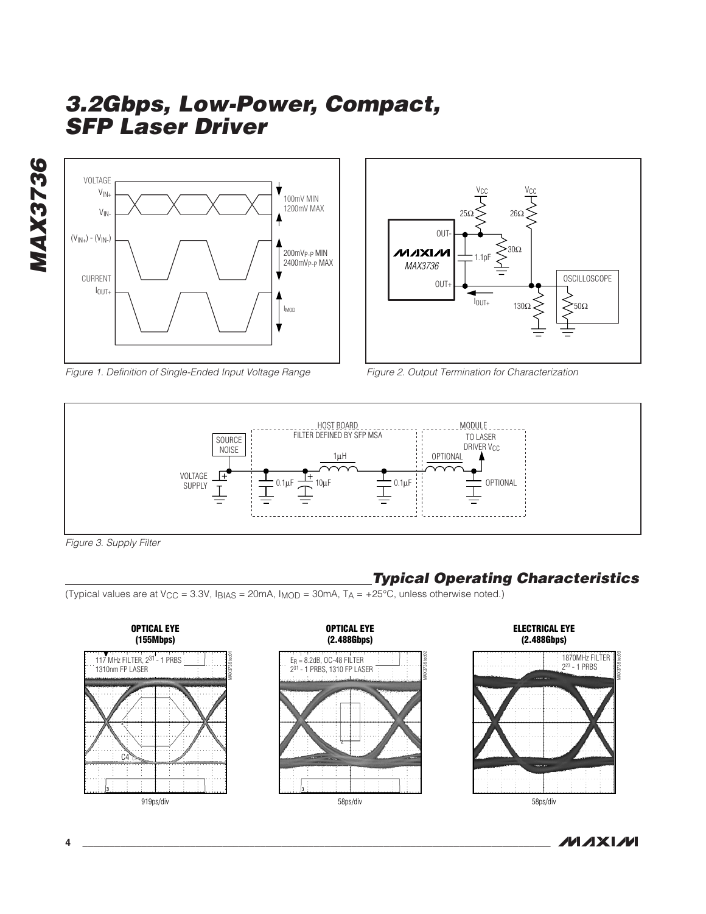Figure 1. Definition of Single-Ended Input Voltage Range

Figure 2. Output Termination for Characterization

Figure 3. Supply Filter

## Typical Operating Characteristics

(Typical values are at $V_{CC}$ = 3.3V, $I_{BIAS}$ = 20mA, $I_{MOD}$ = 30mA, $T_A$ = +25°C, unless otherwise noted.)

**OPTICAL EYE (155Mbps)**

117 MHz FILTER, $2^{31}$ - 1 PRBS, 1310nm FP LASER

919ps/div

**OPTICAL EYE (2.488Gbps)**

$E_R$ = 8.2dB, OC-48 FILTER, $2^{31}$ - 1 PRBS, 1310 FP LASER

58ps/div

**ELECTRICAL EYE (2.488Gbps)**

1870MHz FILTER, $2^{23}$ - 1 PRBS

58ps/div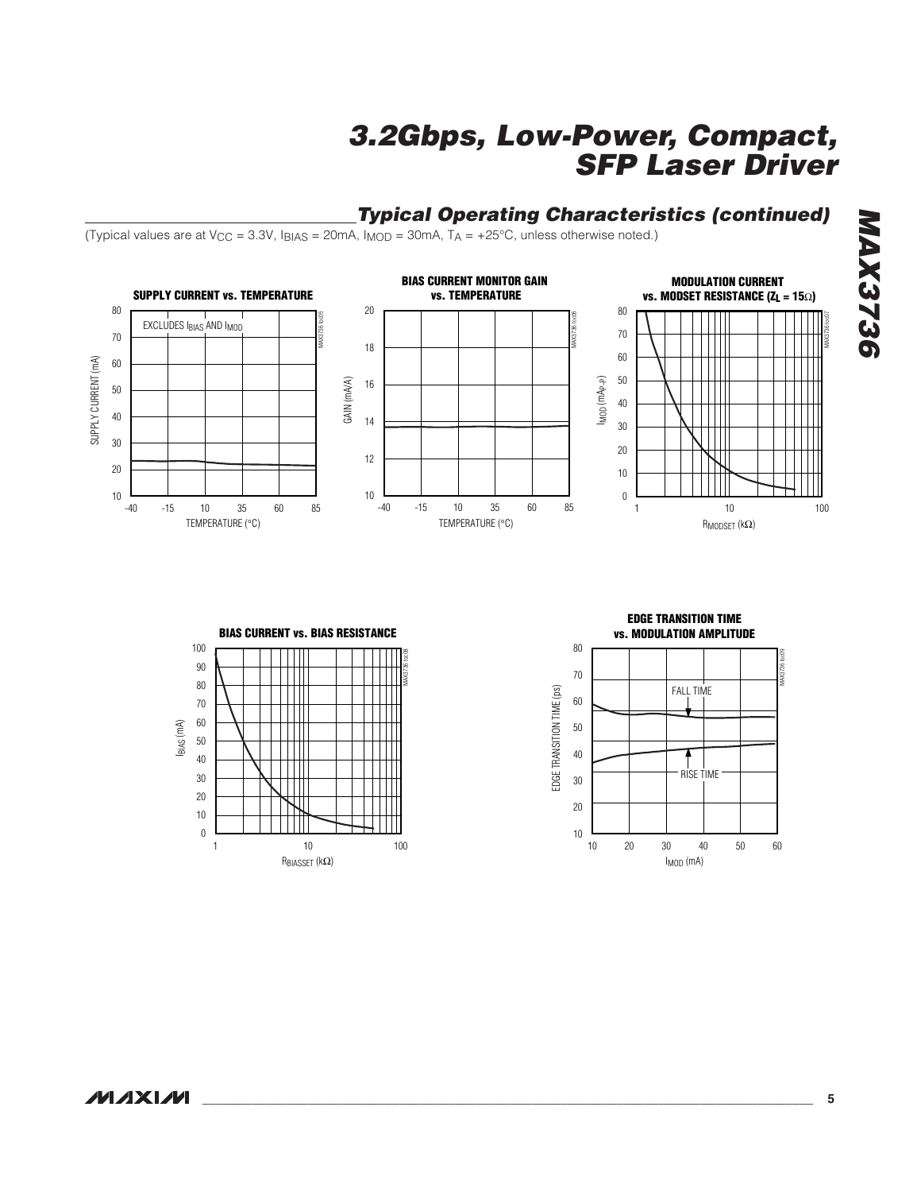## Typical Operating Characteristics (continued)

(Typical values are at $V_{CC}$ = 3.3V, $I_{BIAS}$ = 20mA, $I_{MOD}$ = 30mA, $T_A$ = +25°C, unless otherwise noted.)

**SUPPLY CURRENT vs. TEMPERATURE**

EXCLUDES $I_{BIAS}$ AND $I_{MOD}$

SUPPLY CURRENT (mA) vs. TEMPERATURE (°C)

**BIAS CURRENT MONITOR GAIN vs. TEMPERATURE**

GAIN (mA/A) vs. TEMPERATURE (°C)

**MODULATION CURRENT vs. MODSET RESISTANCE ($Z_L$ = 15Ω)**

$I_{MOD}$ ($mA_{P-P}$) vs. $R_{MODSET}$ (kΩ)

**BIAS CURRENT vs. BIAS RESISTANCE**

$I_{BIAS}$ (mA) vs. $R_{BIASSET}$ (kΩ)

**EDGE TRANSITION TIME vs. MODULATION AMPLITUDE**

FALL TIME, RISE TIME

EDGE TRANSITION TIME (ps) vs. $I_{MOD}$ (mA)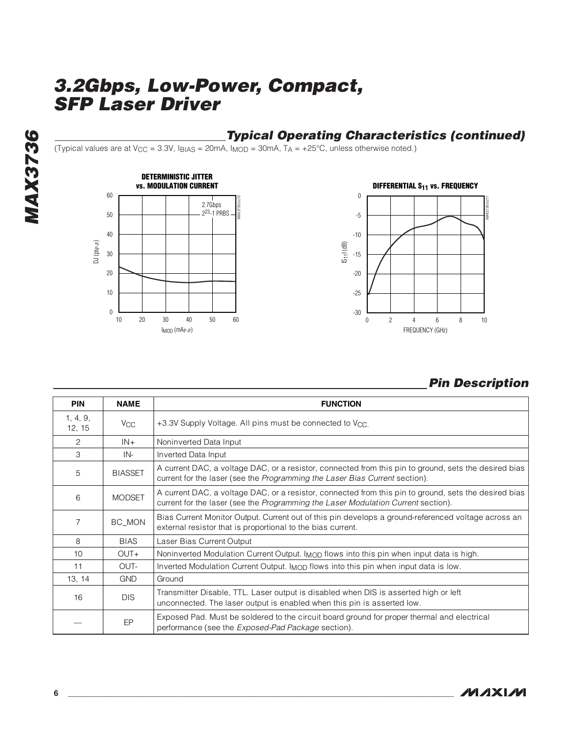## Typical Operating Characteristics (continued)

(Typical values are at $V_{CC}$ = 3.3V, $I_{BIAS}$ = 20mA, $I_{MOD}$ = 30mA, $T_A$ = +25°C, unless otherwise noted.)

**DETERMINISTIC JITTER vs. MODULATION CURRENT**

**DIFFERENTIAL $S_{11}$ vs. FREQUENCY**

## Pin Description

| PIN | NAME | FUNCTION |
|---|---|---|
| 1, 4, 9, 12, 15 | $V_{CC}$ | +3.3V Supply Voltage. All pins must be connected to $V_{CC}$. |
| 2 | IN+ | Noninverted Data Input |
| 3 | IN- | Inverted Data Input |
| 5 | BIASSET | A current DAC, a voltage DAC, or a resistor, connected from this pin to ground, sets the desired bias current for the laser (see the *Programming the Laser Bias Current* section). |
| 6 | MODSET | A current DAC, a voltage DAC, or a resistor, connected from this pin to ground, sets the desired bias current for the laser (see the *Programming the Laser Modulation Current* section). |
| 7 | BC_MON | Bias Current Monitor Output. Current out of this pin develops a ground-referenced voltage across an external resistor that is proportional to the bias current. |
| 8 | BIAS | Laser Bias Current Output |
| 10 | OUT+ | Noninverted Modulation Current Output. $I_{MOD}$ flows into this pin when input data is high. |
| 11 | OUT- | Inverted Modulation Current Output. $I_{MOD}$ flows into this pin when input data is low. |
| 13, 14 | GND | Ground |
| 16 | DIS | Transmitter Disable, TTL. Laser output is disabled when DIS is asserted high or left unconnected. The laser output is enabled when this pin is asserted low. |
| — | EP | Exposed Pad. Must be soldered to the circuit board ground for proper thermal and electrical performance (see the *Exposed-Pad Package* section). |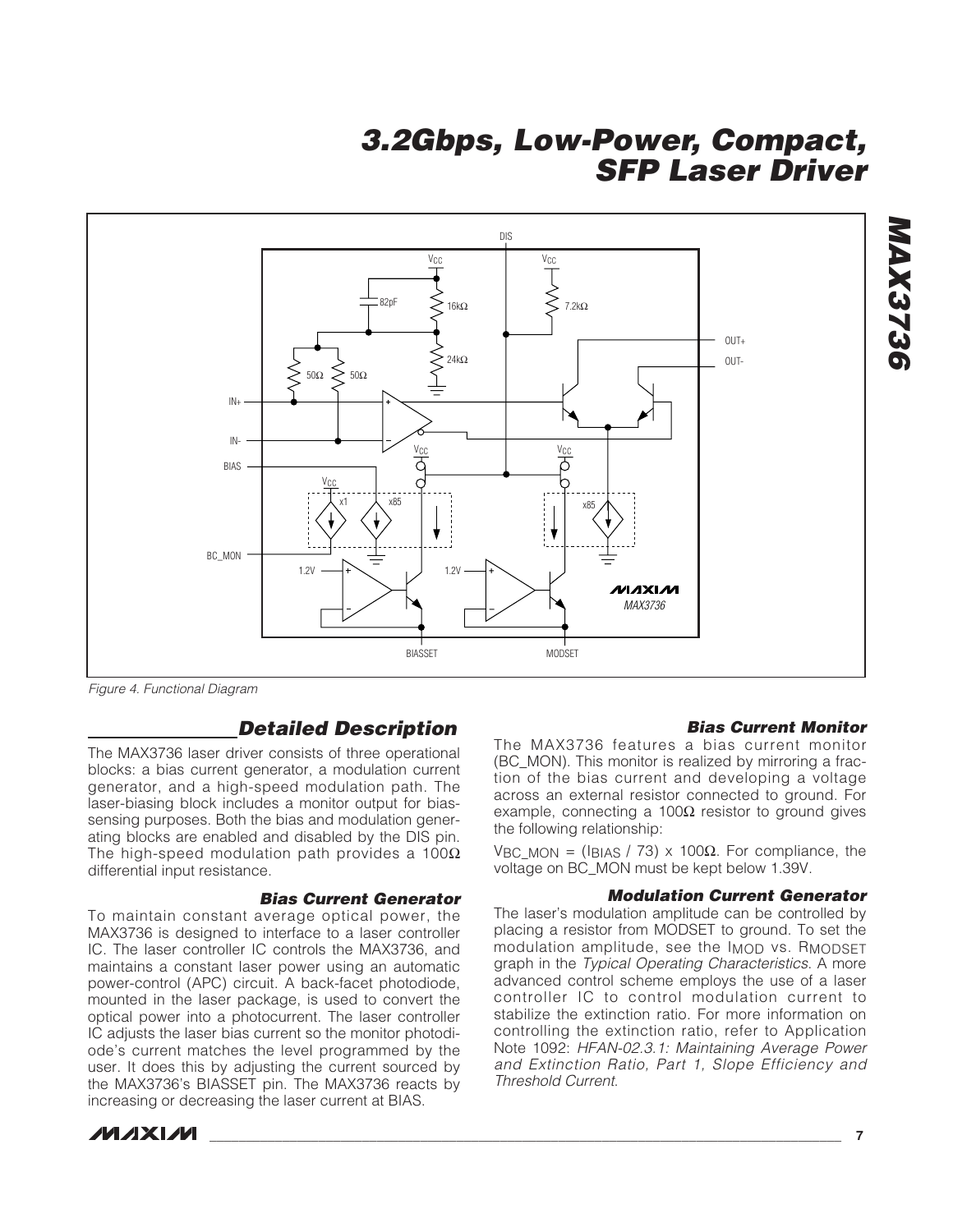Figure 4. Functional Diagram

## Detailed Description

The MAX3736 laser driver consists of three operational blocks: a bias current generator, a modulation current generator, and a high-speed modulation path. The laser-biasing block includes a monitor output for bias-sensing purposes. Both the bias and modulation generating blocks are enabled and disabled by the DIS pin. The high-speed modulation path provides a 100Ω differential input resistance.

### Bias Current Generator

To maintain constant average optical power, the MAX3736 is designed to interface to a laser controller IC. The laser controller IC controls the MAX3736, and maintains a constant laser power using an automatic power-control (APC) circuit. A back-facet photodiode, mounted in the laser package, is used to convert the optical power into a photocurrent. The laser controller IC adjusts the laser bias current so the monitor photodiode's current matches the level programmed by the user. It does this by adjusting the current sourced by the MAX3736's BIASSET pin. The MAX3736 reacts by increasing or decreasing the laser current at BIAS.

### Bias Current Monitor

The MAX3736 features a bias current monitor (BC_MON). This monitor is realized by mirroring a fraction of the bias current and developing a voltage across an external resistor connected to ground. For example, connecting a 100Ω resistor to ground gives the following relationship:

$V_{BC\_MON} = (I_{BIAS} / 73) \times 100\Omega$. For compliance, the voltage on BC_MON must be kept below 1.39V.

### Modulation Current Generator

The laser's modulation amplitude can be controlled by placing a resistor from MODSET to ground. To set the modulation amplitude, see the $I_{MOD}$ vs. $R_{MODSET}$ graph in the *Typical Operating Characteristics*. A more advanced control scheme employs the use of a laser controller IC to control modulation current to stabilize the extinction ratio. For more information on controlling the extinction ratio, refer to Application Note 1092: *HFAN-02.3.1: Maintaining Average Power and Extinction Ratio, Part 1, Slope Efficiency and Threshold Current*.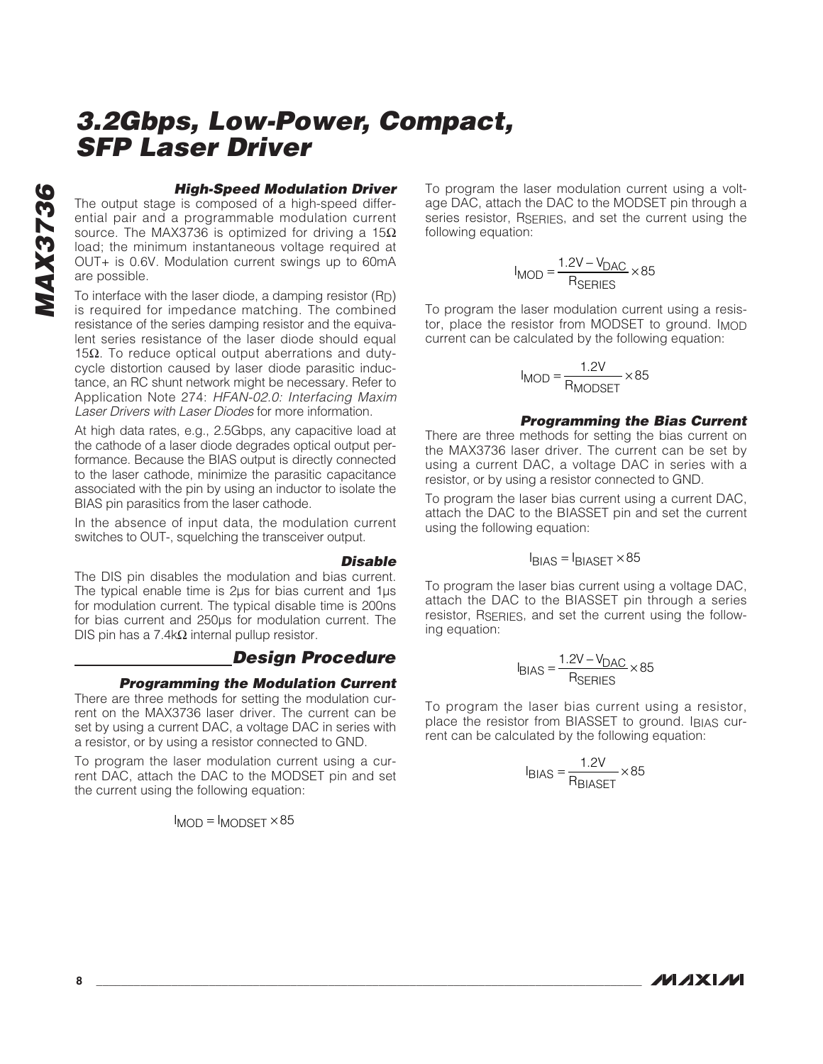### High-Speed Modulation Driver

The output stage is composed of a high-speed differential pair and a programmable modulation current source. The MAX3736 is optimized for driving a 15Ω load; the minimum instantaneous voltage required at OUT+ is 0.6V. Modulation current swings up to 60mA are possible.

To interface with the laser diode, a damping resistor ($R_D$) is required for impedance matching. The combined resistance of the series damping resistor and the equivalent series resistance of the laser diode should equal 15Ω. To reduce optical output aberrations and duty-cycle distortion caused by laser diode parasitic inductance, an RC shunt network might be necessary. Refer to Application Note 274: *HFAN-02.0: Interfacing Maxim Laser Drivers with Laser Diodes* for more information.

At high data rates, e.g., 2.5Gbps, any capacitive load at the cathode of a laser diode degrades optical output performance. Because the BIAS output is directly connected to the laser cathode, minimize the parasitic capacitance associated with the pin by using an inductor to isolate the BIAS pin parasitics from the laser cathode.

In the absence of input data, the modulation current switches to OUT-, squelching the transceiver output.

### Disable

The DIS pin disables the modulation and bias current. The typical enable time is 2µs for bias current and 1µs for modulation current. The typical disable time is 200ns for bias current and 250µs for modulation current. The DIS pin has a 7.4kΩ internal pullup resistor.

## Design Procedure

### Programming the Modulation Current

There are three methods for setting the modulation current on the MAX3736 laser driver. The current can be set by using a current DAC, a voltage DAC in series with a resistor, or by using a resistor connected to GND.

To program the laser modulation current using a current DAC, attach the DAC to the MODSET pin and set the current using the following equation:

$$I_{MOD} = I_{MODSET} \times 85$$

To program the laser modulation current using a voltage DAC, attach the DAC to the MODSET pin through a series resistor, $R_{SERIES}$, and set the current using the following equation:

$$I_{MOD} = \frac{1.2V - V_{DAC}}{R_{SERIES}} \times 85$$

To program the laser modulation current using a resistor, place the resistor from MODSET to ground. $I_{MOD}$ current can be calculated by the following equation:

$$I_{MOD} = \frac{1.2V}{R_{MODSET}} \times 85$$

### Programming the Bias Current

There are three methods for setting the bias current on the MAX3736 laser driver. The current can be set by using a current DAC, a voltage DAC in series with a resistor, or by using a resistor connected to GND.

To program the laser bias current using a current DAC, attach the DAC to the BIASSET pin and set the current using the following equation:

$$I_{BIAS} = I_{BIASET} \times 85$$

To program the laser bias current using a voltage DAC, attach the DAC to the BIASSET pin through a series resistor, $R_{SERIES}$, and set the current using the following equation:

$$I_{BIAS} = \frac{1.2V - V_{DAC}}{R_{SERIES}} \times 85$$

To program the laser bias current using a resistor, place the resistor from BIASSET to ground. $I_{BIAS}$ current can be calculated by the following equation:

$$I_{BIAS} = \frac{1.2V}{R_{BIASET}} \times 85$$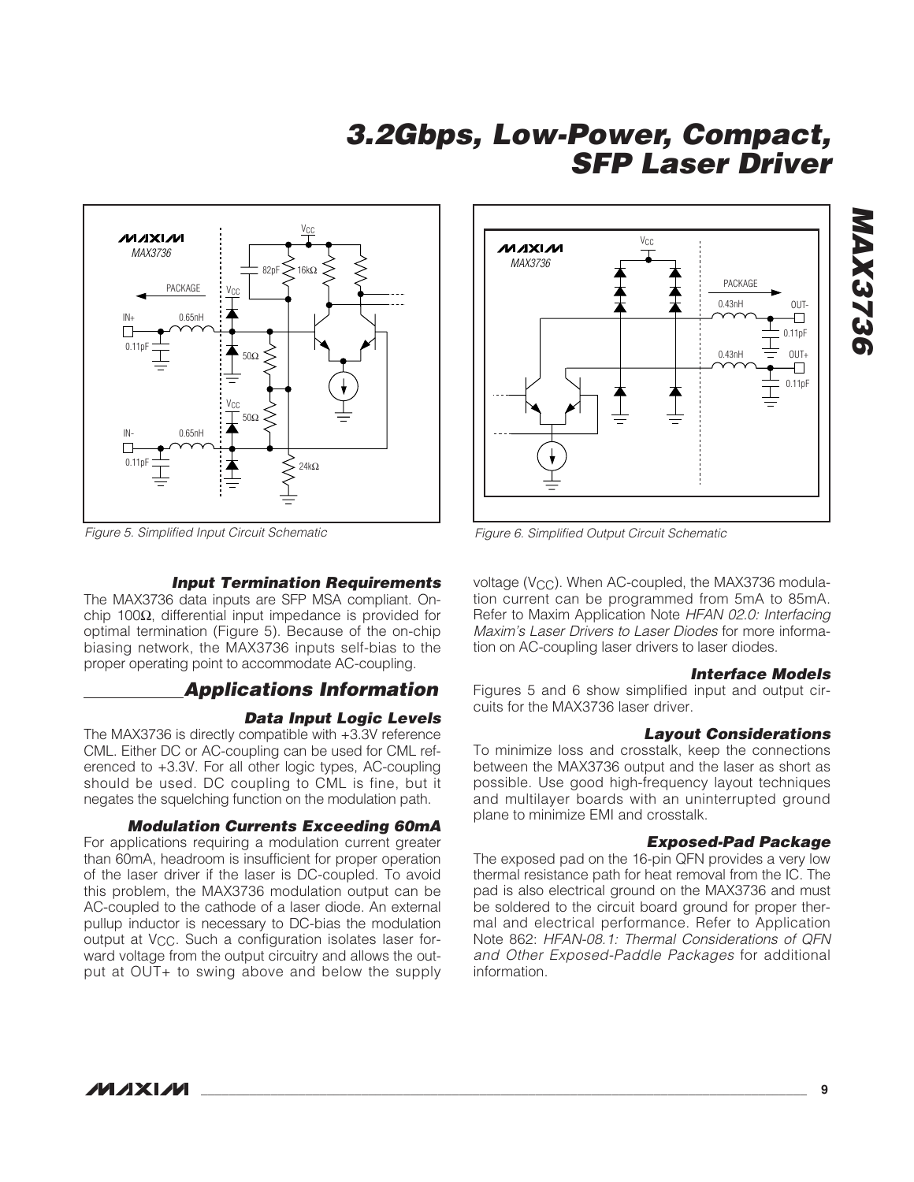Figure 5. Simplified Input Circuit Schematic

Figure 6. Simplified Output Circuit Schematic

### Input Termination Requirements

The MAX3736 data inputs are SFP MSA compliant. On-chip 100Ω, differential input impedance is provided for optimal termination (Figure 5). Because of the on-chip biasing network, the MAX3736 inputs self-bias to the proper operating point to accommodate AC-coupling.

## Applications Information

### Data Input Logic Levels

The MAX3736 is directly compatible with +3.3V reference CML. Either DC or AC-coupling can be used for CML referenced to +3.3V. For all other logic types, AC-coupling should be used. DC coupling to CML is fine, but it negates the squelching function on the modulation path.

### Modulation Currents Exceeding 60mA

For applications requiring a modulation current greater than 60mA, headroom is insufficient for proper operation of the laser driver if the laser is DC-coupled. To avoid this problem, the MAX3736 modulation output can be AC-coupled to the cathode of a laser diode. An external pullup inductor is necessary to DC-bias the modulation output at $V_{CC}$. Such a configuration isolates laser forward voltage from the output circuitry and allows the output at OUT+ to swing above and below the supply voltage ($V_{CC}$). When AC-coupled, the MAX3736 modulation current can be programmed from 5mA to 85mA. Refer to Maxim Application Note *HFAN 02.0: Interfacing Maxim's Laser Drivers to Laser Diodes* for more information on AC-coupling laser drivers to laser diodes.

### Interface Models

Figures 5 and 6 show simplified input and output circuits for the MAX3736 laser driver.

### Layout Considerations

To minimize loss and crosstalk, keep the connections between the MAX3736 output and the laser as short as possible. Use good high-frequency layout techniques and multilayer boards with an uninterrupted ground plane to minimize EMI and crosstalk.

### Exposed-Pad Package

The exposed pad on the 16-pin QFN provides a very low thermal resistance path for heat removal from the IC. The pad is also electrical ground on the MAX3736 and must be soldered to the circuit board ground for proper thermal and electrical performance. Refer to Application Note 862: *HFAN-08.1: Thermal Considerations of QFN and Other Exposed-Paddle Packages* for additional information.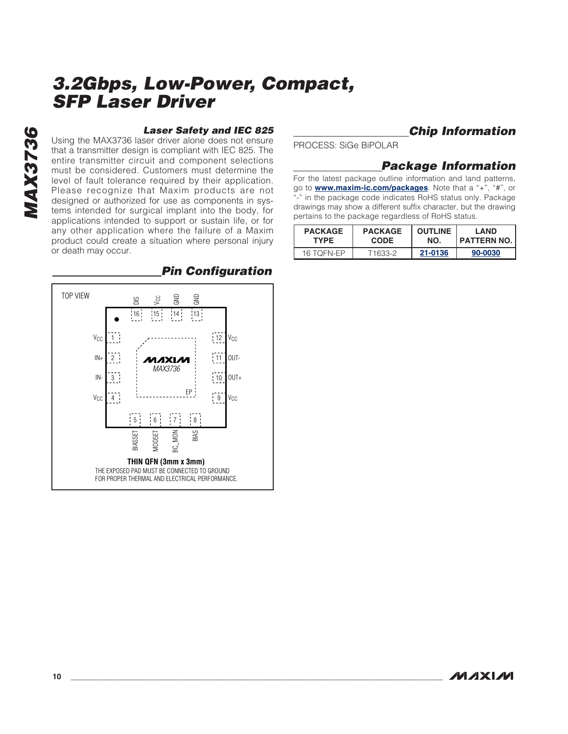### Laser Safety and IEC 825

Using the MAX3736 laser driver alone does not ensure that a transmitter design is compliant with IEC 825. The entire transmitter circuit and component selections must be considered. Customers must determine the level of fault tolerance required by their application. Please recognize that Maxim products are not designed or authorized for use as components in systems intended for surgical implant into the body, for applications intended to support or sustain life, or for any other application where the failure of a Maxim product could create a situation where personal injury or death may occur.

## Pin Configuration

TOP VIEW

| Pin | Name |
|---|---|
| 1 | $V_{CC}$ |
| 2 | IN+ |
| 3 | IN- |
| 4 | $V_{CC}$ |
| 5 | BIASSET |
| 6 | MODSET |
| 7 | BC_MON |
| 8 | BIAS |
| 9 | $V_{CC}$ |
| 10 | OUT+ |
| 11 | OUT- |
| 12 | $V_{CC}$ |
| 13 | GND |
| 14 | GND |
| 15 | $V_{CC}$ |
| 16 | DIS |
| EP | EP |

MAXIM MAX3736

**THIN QFN (3mm x 3mm)**

THE EXPOSED PAD MUST BE CONNECTED TO GROUND FOR PROPER THERMAL AND ELECTRICAL PERFORMANCE.

## Chip Information

PROCESS: SiGe BiPOLAR

## Package Information

For the latest package outline information and land patterns, go to **www.maxim-ic.com/packages**. Note that a "+", "#", or "-" in the package code indicates RoHS status only. Package drawings may show a different suffix character, but the drawing pertains to the package regardless of RoHS status.

| PACKAGE TYPE | PACKAGE CODE | OUTLINE NO. | LAND PATTERN NO. |
|---|---|---|---|
| 16 TQFN-EP | T1633-2 | 21-0136 | 90-0030 |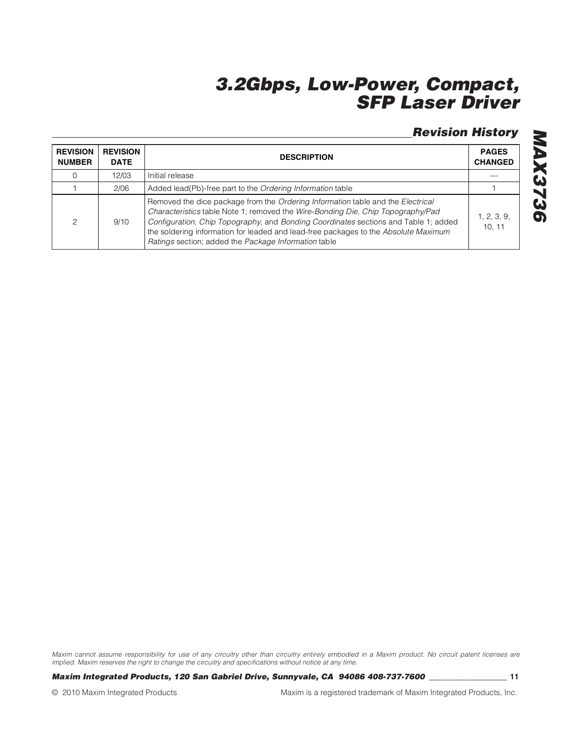## Revision History

| REVISION NUMBER | REVISION DATE | DESCRIPTION | PAGES CHANGED |
|---|---|---|---|
| 0 | 12/03 | Initial release | — |
| 1 | 2/06 | Added lead(Pb)-free part to the *Ordering Information* table | 1 |
| 2 | 9/10 | Removed the dice package from the *Ordering Information* table and the *Electrical Characteristics* table Note 1; removed the *Wire-Bonding Die*, *Chip Topography/Pad Configuration*, *Chip Topography*, and *Bonding Coordinates* sections and Table 1; added the soldering information for leaded and lead-free packages to the *Absolute Maximum Ratings* section; added the *Package Information* table | 1, 2, 3, 9, 10, 11 |

*Maxim cannot assume responsibility for use of any circuitry other than circuitry entirely embodied in a Maxim product. No circuit patent licenses are implied. Maxim reserves the right to change the circuitry and specifications without notice at any time.*

***Maxim Integrated Products, 120 San Gabriel Drive, Sunnyvale, CA 94086 408-737-7600***

© 2010 Maxim Integrated Products

Maxim is a registered trademark of Maxim Integrated Products, Inc.